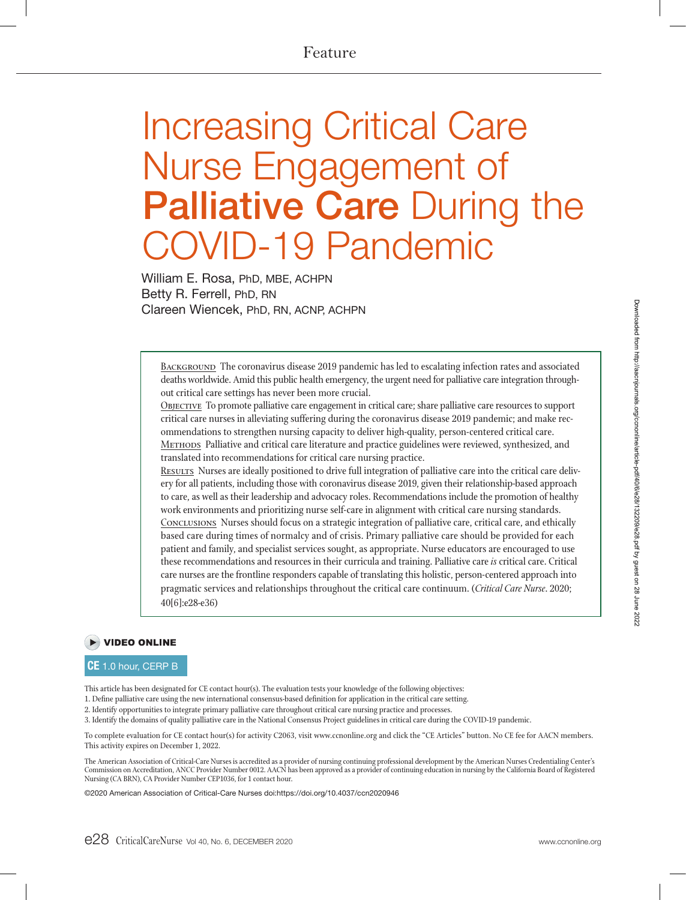Feature

# Increasing Critical Care Nurse Engagement of **Palliative Care** During the COVID-19 Pandemic

William E. Rosa, PhD, MBE, ACHPN
Betty R. Ferrell, PhD, RN
Clareen Wiencek, PhD, RN, ACNP, ACHPN

Background The coronavirus disease 2019 pandemic has led to escalating infection rates and associated deaths worldwide. Amid this public health emergency, the urgent need for palliative care integration throughout critical care settings has never been more crucial.

Objective To promote palliative care engagement in critical care; share palliative care resources to support critical care nurses in alleviating suffering during the coronavirus disease 2019 pandemic; and make recommendations to strengthen nursing capacity to deliver high-quality, person-centered critical care.

Methods Palliative and critical care literature and practice guidelines were reviewed, synthesized, and translated into recommendations for critical care nursing practice.

Results Nurses are ideally positioned to drive full integration of palliative care into the critical care delivery for all patients, including those with coronavirus disease 2019, given their relationship-based approach to care, as well as their leadership and advocacy roles. Recommendations include the promotion of healthy work environments and prioritizing nurse self-care in alignment with critical care nursing standards.

Conclusions Nurses should focus on a strategic integration of palliative care, critical care, and ethically based care during times of normalcy and of crisis. Primary palliative care should be provided for each patient and family, and specialist services sought, as appropriate. Nurse educators are encouraged to use these recommendations and resources in their curricula and training. Palliative care *is* critical care. Critical care nurses are the frontline responders capable of translating this holistic, person-centered approach into pragmatic services and relationships throughout the critical care continuum. (*Critical Care Nurse*. 2020; 40[6]:e28-e36)

**VIDEO ONLINE**

**CE** 1.0 hour, CERP B

This article has been designated for CE contact hour(s). The evaluation tests your knowledge of the following objectives:

1. Define palliative care using the new international consensus-based definition for application in the critical care setting.
2. Identify opportunities to integrate primary palliative care throughout critical care nursing practice and processes.
3. Identify the domains of quality palliative care in the National Consensus Project guidelines in critical care during the COVID-19 pandemic.

To complete evaluation for CE contact hour(s) for activity C2063, visit www.ccnonline.org and click the "CE Articles" button. No CE fee for AACN members. This activity expires on December 1, 2022.

The American Association of Critical-Care Nurses is accredited as a provider of nursing continuing professional development by the American Nurses Credentialing Center's Commission on Accreditation, ANCC Provider Number 0012. AACN has been approved as a provider of continuing education in nursing by the California Board of Registered Nursing (CA BRN), CA Provider Number CEP1036, for 1 contact hour.

©2020 American Association of Critical-Care Nurses doi:https://doi.org/10.4037/ccn2020946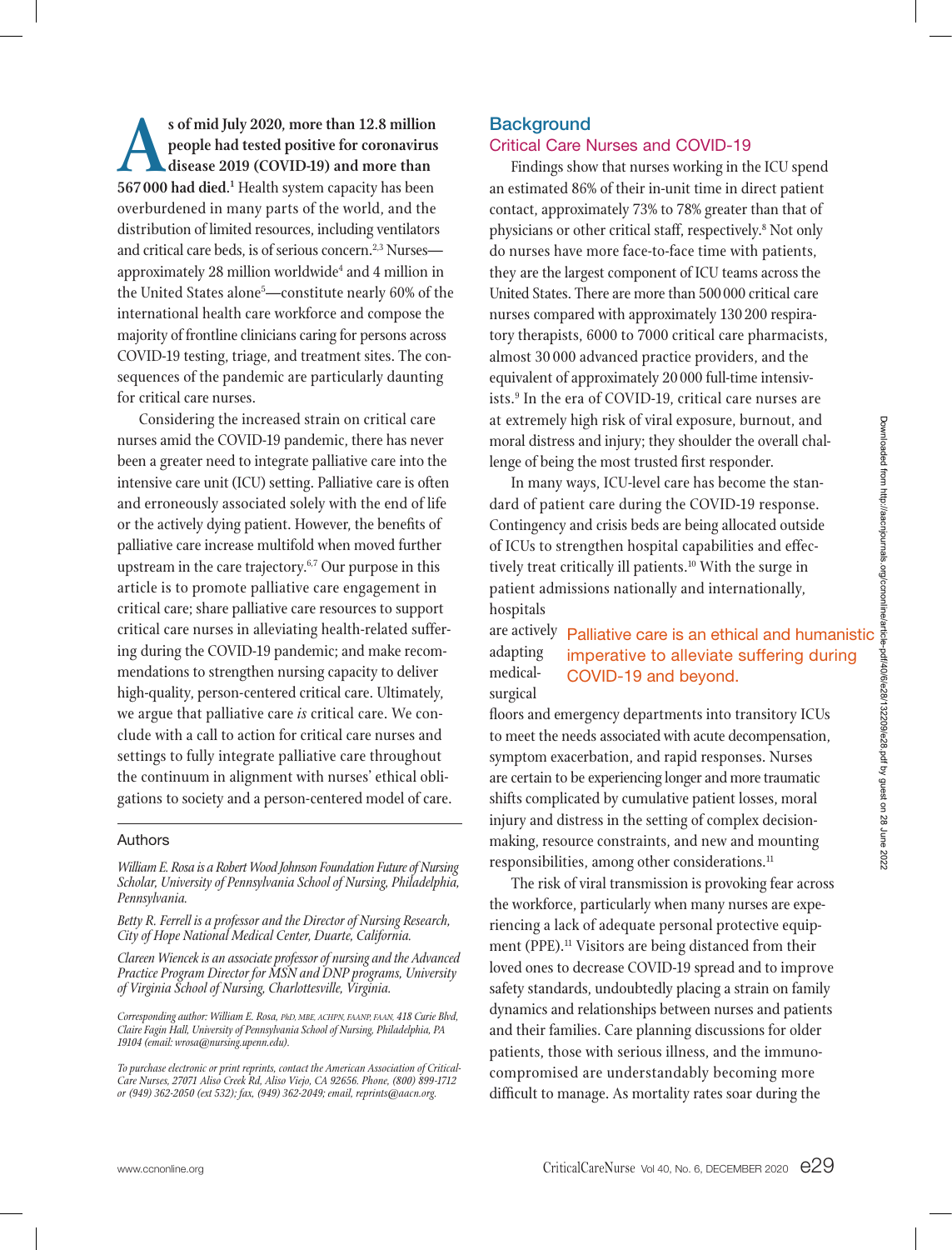**As of mid July 2020, more than 12.8 million people had tested positive for coronavirus disease 2019 (COVID-19) and more than 567 000 had died.**[1] Health system capacity has been overburdened in many parts of the world, and the distribution of limited resources, including ventilators and critical care beds, is of serious concern.[2,3] Nurses—approximately 28 million worldwide[4] and 4 million in the United States alone[5]—constitute nearly 60% of the international health care workforce and compose the majority of frontline clinicians caring for persons across COVID-19 testing, triage, and treatment sites. The consequences of the pandemic are particularly daunting for critical care nurses.

Considering the increased strain on critical care nurses amid the COVID-19 pandemic, there has never been a greater need to integrate palliative care into the intensive care unit (ICU) setting. Palliative care is often and erroneously associated solely with the end of life or the actively dying patient. However, the benefits of palliative care increase multifold when moved further upstream in the care trajectory.[6,7] Our purpose in this article is to promote palliative care engagement in critical care; share palliative care resources to support critical care nurses in alleviating health-related suffering during the COVID-19 pandemic; and make recommendations to strengthen nursing capacity to deliver high-quality, person-centered critical care. Ultimately, we argue that palliative care *is* critical care. We conclude with a call to action for critical care nurses and settings to fully integrate palliative care throughout the continuum in alignment with nurses' ethical obligations to society and a person-centered model of care.

## Authors

*William E. Rosa is a Robert Wood Johnson Foundation Future of Nursing Scholar, University of Pennsylvania School of Nursing, Philadelphia, Pennsylvania.*

*Betty R. Ferrell is a professor and the Director of Nursing Research, City of Hope National Medical Center, Duarte, California.*

*Clareen Wiencek is an associate professor of nursing and the Advanced Practice Program Director for MSN and DNP programs, University of Virginia School of Nursing, Charlottesville, Virginia.*

*Corresponding author: William E. Rosa, PhD, MBE, ACHPN, FAANP, FAAN, 418 Curie Blvd, Claire Fagin Hall, University of Pennsylvania School of Nursing, Philadelphia, PA 19104 (email: wrosa@nursing.upenn.edu).*

*To purchase electronic or print reprints, contact the American Association of Critical-Care Nurses, 27071 Aliso Creek Rd, Aliso Viejo, CA 92656. Phone, (800) 899-1712 or (949) 362-2050 (ext 532); fax, (949) 362-2049; email, reprints@aacn.org.*

## Background

### Critical Care Nurses and COVID-19

Findings show that nurses working in the ICU spend an estimated 86% of their in-unit time in direct patient contact, approximately 73% to 78% greater than that of physicians or other critical staff, respectively.[8] Not only do nurses have more face-to-face time with patients, they are the largest component of ICU teams across the United States. There are more than 500 000 critical care nurses compared with approximately 130 200 respiratory therapists, 6000 to 7000 critical care pharmacists, almost 30 000 advanced practice providers, and the equivalent of approximately 20 000 full-time intensivists.[9] In the era of COVID-19, critical care nurses are at extremely high risk of viral exposure, burnout, and moral distress and injury; they shoulder the overall challenge of being the most trusted first responder.

In many ways, ICU-level care has become the standard of patient care during the COVID-19 response. Contingency and crisis beds are being allocated outside of ICUs to strengthen hospital capabilities and effectively treat critically ill patients.[10] With the surge in patient admissions nationally and internationally, hospitals are actively adapting medical-surgical floors and emergency departments into transitory ICUs to meet the needs associated with acute decompensation, symptom exacerbation, and rapid responses. Nurses are certain to be experiencing longer and more traumatic shifts complicated by cumulative patient losses, moral injury and distress in the setting of complex decision-making, resource constraints, and new and mounting responsibilities, among other considerations.[11]

> Palliative care is an ethical and humanistic imperative to alleviate suffering during COVID-19 and beyond.

The risk of viral transmission is provoking fear across the workforce, particularly when many nurses are experiencing a lack of adequate personal protective equipment (PPE).[11] Visitors are being distanced from their loved ones to decrease COVID-19 spread and to improve safety standards, undoubtedly placing a strain on family dynamics and relationships between nurses and patients and their families. Care planning discussions for older patients, those with serious illness, and the immunocompromised are understandably becoming more difficult to manage. As mortality rates soar during the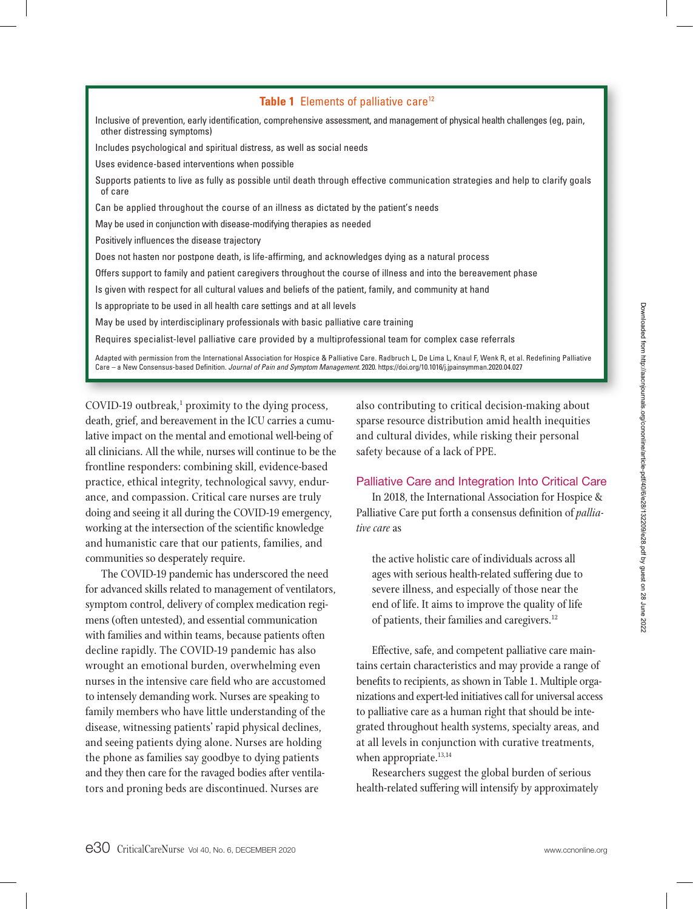**Table 1** Elements of palliative care[12]

| Elements of palliative care |
|---|
| Inclusive of prevention, early identification, comprehensive assessment, and management of physical health challenges (eg, pain, other distressing symptoms) |
| Includes psychological and spiritual distress, as well as social needs |
| Uses evidence-based interventions when possible |
| Supports patients to live as fully as possible until death through effective communication strategies and help to clarify goals of care |
| Can be applied throughout the course of an illness as dictated by the patient's needs |
| May be used in conjunction with disease-modifying therapies as needed |
| Positively influences the disease trajectory |
| Does not hasten nor postpone death, is life-affirming, and acknowledges dying as a natural process |
| Offers support to family and patient caregivers throughout the course of illness and into the bereavement phase |
| Is given with respect for all cultural values and beliefs of the patient, family, and community at hand |
| Is appropriate to be used in all health care settings and at all levels |
| May be used by interdisciplinary professionals with basic palliative care training |
| Requires specialist-level palliative care provided by a multiprofessional team for complex case referrals |

Adapted with permission from the International Association for Hospice & Palliative Care. Radbruch L, De Lima L, Knaul F, Wenk R, et al. Redefining Palliative Care – a New Consensus-based Definition. *Journal of Pain and Symptom Management.* 2020. https://doi.org/10.1016/j.jpainsymman.2020.04.027

COVID-19 outbreak,[1] proximity to the dying process, death, grief, and bereavement in the ICU carries a cumulative impact on the mental and emotional well-being of all clinicians. All the while, nurses will continue to be the frontline responders: combining skill, evidence-based practice, ethical integrity, technological savvy, endurance, and compassion. Critical care nurses are truly doing and seeing it all during the COVID-19 emergency, working at the intersection of the scientific knowledge and humanistic care that our patients, families, and communities so desperately require.

The COVID-19 pandemic has underscored the need for advanced skills related to management of ventilators, symptom control, delivery of complex medication regimens (often untested), and essential communication with families and within teams, because patients often decline rapidly. The COVID-19 pandemic has also wrought an emotional burden, overwhelming even nurses in the intensive care field who are accustomed to intensely demanding work. Nurses are speaking to family members who have little understanding of the disease, witnessing patients' rapid physical declines, and seeing patients dying alone. Nurses are holding the phone as families say goodbye to dying patients and they then care for the ravaged bodies after ventilators and proning beds are discontinued. Nurses are also contributing to critical decision-making about sparse resource distribution amid health inequities and cultural divides, while risking their personal safety because of a lack of PPE.

## Palliative Care and Integration Into Critical Care

In 2018, the International Association for Hospice & Palliative Care put forth a consensus definition of *palliative care* as

> the active holistic care of individuals across all ages with serious health-related suffering due to severe illness, and especially of those near the end of life. It aims to improve the quality of life of patients, their families and caregivers.[12]

Effective, safe, and competent palliative care maintains certain characteristics and may provide a range of benefits to recipients, as shown in Table 1. Multiple organizations and expert-led initiatives call for universal access to palliative care as a human right that should be integrated throughout health systems, specialty areas, and at all levels in conjunction with curative treatments, when appropriate.[13,14]

Researchers suggest the global burden of serious health-related suffering will intensify by approximately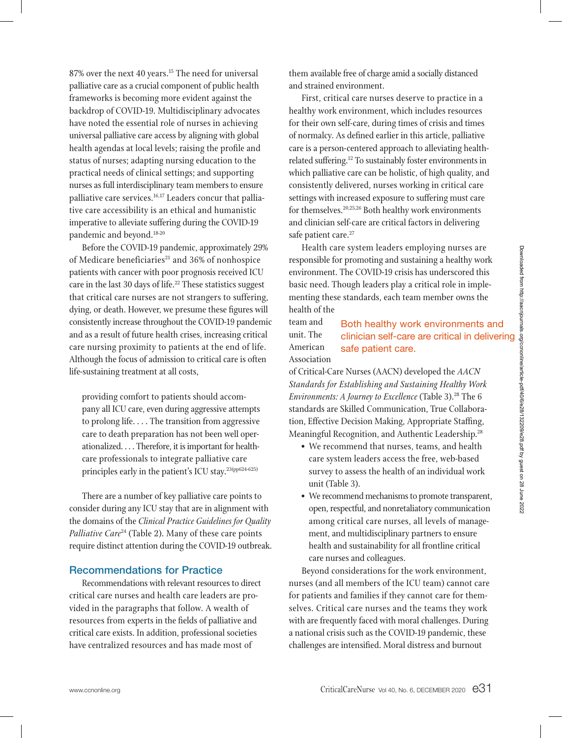87% over the next 40 years.[15] The need for universal palliative care as a crucial component of public health frameworks is becoming more evident against the backdrop of COVID-19. Multidisciplinary advocates have noted the essential role of nurses in achieving universal palliative care access by aligning with global health agendas at local levels; raising the profile and status of nurses; adapting nursing education to the practical needs of clinical settings; and supporting nurses as full interdisciplinary team members to ensure palliative care services.[16,17] Leaders concur that palliative care accessibility is an ethical and humanistic imperative to alleviate suffering during the COVID-19 pandemic and beyond.[18-20]

Before the COVID-19 pandemic, approximately 29% of Medicare beneficiaries[21] and 36% of nonhospice patients with cancer with poor prognosis received ICU care in the last 30 days of life.[22] These statistics suggest that critical care nurses are not strangers to suffering, dying, or death. However, we presume these figures will consistently increase throughout the COVID-19 pandemic and as a result of future health crises, increasing critical care nursing proximity to patients at the end of life. Although the focus of admission to critical care is often life-sustaining treatment at all costs,

> providing comfort to patients should accompany all ICU care, even during aggressive attempts to prolong life. . . . The transition from aggressive care to death preparation has not been well operationalized. . . . Therefore, it is important for healthcare professionals to integrate palliative care principles early in the patient's ICU stay.[23(pp624-625)]

There are a number of key palliative care points to consider during any ICU stay that are in alignment with the domains of the *Clinical Practice Guidelines for Quality Palliative Care*[24] (Table 2). Many of these care points require distinct attention during the COVID-19 outbreak.

## Recommendations for Practice

Recommendations with relevant resources to direct critical care nurses and health care leaders are provided in the paragraphs that follow. A wealth of resources from experts in the fields of palliative and critical care exists. In addition, professional societies have centralized resources and has made most of them available free of charge amid a socially distanced and strained environment.

First, critical care nurses deserve to practice in a healthy work environment, which includes resources for their own self-care, during times of crisis and times of normalcy. As defined earlier in this article, palliative care is a person-centered approach to alleviating health-related suffering.[12] To sustainably foster environments in which palliative care can be holistic, of high quality, and consistently delivered, nurses working in critical care settings with increased exposure to suffering must care for themselves.[20,25,26] Both healthy work environments and clinician self-care are critical factors in delivering safe patient care.[27]

Health care system leaders employing nurses are responsible for promoting and sustaining a healthy work environment. The COVID-19 crisis has underscored this basic need. Though leaders play a critical role in implementing these standards, each team member owns the health of the team and unit. The American Association of Critical-Care Nurses (AACN) developed the *AACN Standards for Establishing and Sustaining Healthy Work Environments: A Journey to Excellence* (Table 3).[28] The 6 standards are Skilled Communication, True Collaboration, Effective Decision Making, Appropriate Staffing, Meaningful Recognition, and Authentic Leadership.[28]

Both healthy work environments and clinician self-care are critical in delivering safe patient care.

- We recommend that nurses, teams, and health care system leaders access the free, web-based survey to assess the health of an individual work unit (Table 3).
- We recommend mechanisms to promote transparent, open, respectful, and nonretaliatory communication among critical care nurses, all levels of management, and multidisciplinary partners to ensure health and sustainability for all frontline critical care nurses and colleagues.

Beyond considerations for the work environment, nurses (and all members of the ICU team) cannot care for patients and families if they cannot care for themselves. Critical care nurses and the teams they work with are frequently faced with moral challenges. During a national crisis such as the COVID-19 pandemic, these challenges are intensified. Moral distress and burnout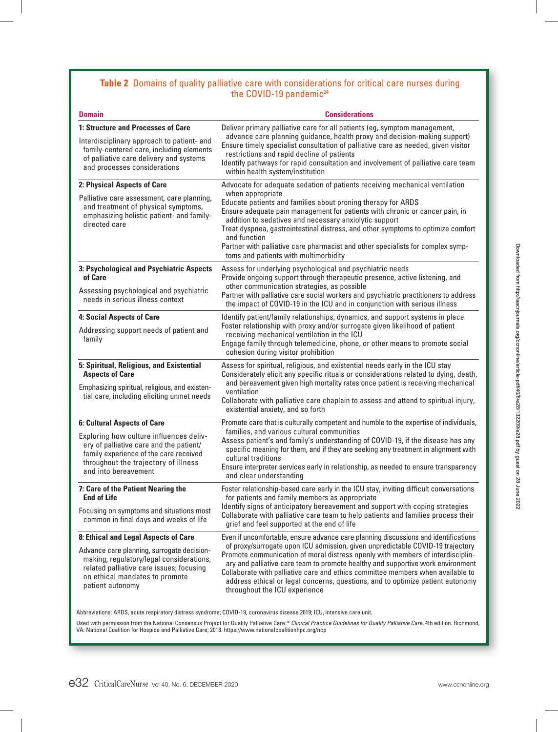**Table 2** Domains of quality palliative care with considerations for critical care nurses during the COVID-19 pandemic[24]

| Domain | Considerations |
|---|---|
| **1: Structure and Processes of Care**<br>Interdisciplinary approach to patient- and family-centered care, including elements of palliative care delivery and systems and processes considerations | Deliver primary palliative care for all patients (eg, symptom management, advance care planning guidance, health proxy and decision-making support)<br>Ensure timely specialist consultation of palliative care as needed, given visitor restrictions and rapid decline of patients<br>Identify pathways for rapid consultation and involvement of palliative care team within health system/institution |
| **2: Physical Aspects of Care**<br>Palliative care assessment, care planning, and treatment of physical symptoms, emphasizing holistic patient- and family-directed care | Advocate for adequate sedation of patients receiving mechanical ventilation when appropriate<br>Educate patients and families about proning therapy for ARDS<br>Ensure adequate pain management for patients with chronic or cancer pain, in addition to sedatives and necessary anxiolytic support<br>Treat dyspnea, gastrointestinal distress, and other symptoms to optimize comfort and function<br>Partner with palliative care pharmacist and other specialists for complex symptoms and patients with multimorbidity |
| **3: Psychological and Psychiatric Aspects of Care**<br>Assessing psychological and psychiatric needs in serious illness context | Assess for underlying psychological and psychiatric needs<br>Provide ongoing support through therapeutic presence, active listening, and other communication strategies, as possible<br>Partner with palliative care social workers and psychiatric practitioners to address the impact of COVID-19 in the ICU and in conjunction with serious illness |
| **4: Social Aspects of Care**<br>Addressing support needs of patient and family | Identify patient/family relationships, dynamics, and support systems in place<br>Foster relationship with proxy and/or surrogate given likelihood of patient receiving mechanical ventilation in the ICU<br>Engage family through telemedicine, phone, or other means to promote social cohesion during visitor prohibition |
| **5: Spiritual, Religious, and Existential Aspects of Care**<br>Emphasizing spiritual, religious, and existential care, including eliciting unmet needs | Assess for spiritual, religious, and existential needs early in the ICU stay<br>Considerately elicit any specific rituals or considerations related to dying, death, and bereavement given high mortality rates once patient is receiving mechanical ventilation<br>Collaborate with palliative care chaplain to assess and attend to spiritual injury, existential anxiety, and so forth |
| **6: Cultural Aspects of Care**<br>Exploring how culture influences delivery of palliative care and the patient/family experience of the care received throughout the trajectory of illness and into bereavement | Promote care that is culturally competent and humble to the expertise of individuals, families, and various cultural communities<br>Assess patient's and family's understanding of COVID-19, if the disease has any specific meaning for them, and if they are seeking any treatment in alignment with cultural traditions<br>Ensure interpreter services early in relationship, as needed to ensure transparency and clear understanding |
| **7: Care of the Patient Nearing the End of Life**<br>Focusing on symptoms and situations most common in final days and weeks of life | Foster relationship-based care early in the ICU stay, inviting difficult conversations for patients and family members as appropriate<br>Identify signs of anticipatory bereavement and support with coping strategies<br>Collaborate with palliative care team to help patients and families process their grief and feel supported at the end of life |
| **8: Ethical and Legal Aspects of Care**<br>Advance care planning, surrogate decision-making, regulatory/legal considerations, related palliative care issues; focusing on ethical mandates to promote patient autonomy | Even if uncomfortable, ensure advance care planning discussions and identifications of proxy/surrogate upon ICU admission, given unpredictable COVID-19 trajectory<br>Promote communication of moral distress openly with members of interdisciplinary and palliative care team to promote healthy and supportive work environment<br>Collaborate with palliative care and ethics committee members when available to address ethical or legal concerns, questions, and to optimize patient autonomy throughout the ICU experience |

Abbreviations: ARDS, acute respiratory distress syndrome; COVID-19, coronavirus disease 2019; ICU, intensive care unit.

Used with permission from the National Consensus Project for Quality Palliative Care.[24] *Clinical Practice Guidelines for Quality Palliative Care.* 4th edition. Richmond, VA: National Coalition for Hospice and Palliative Care; 2018. https://www.nationalcoalitionhpc.org/ncp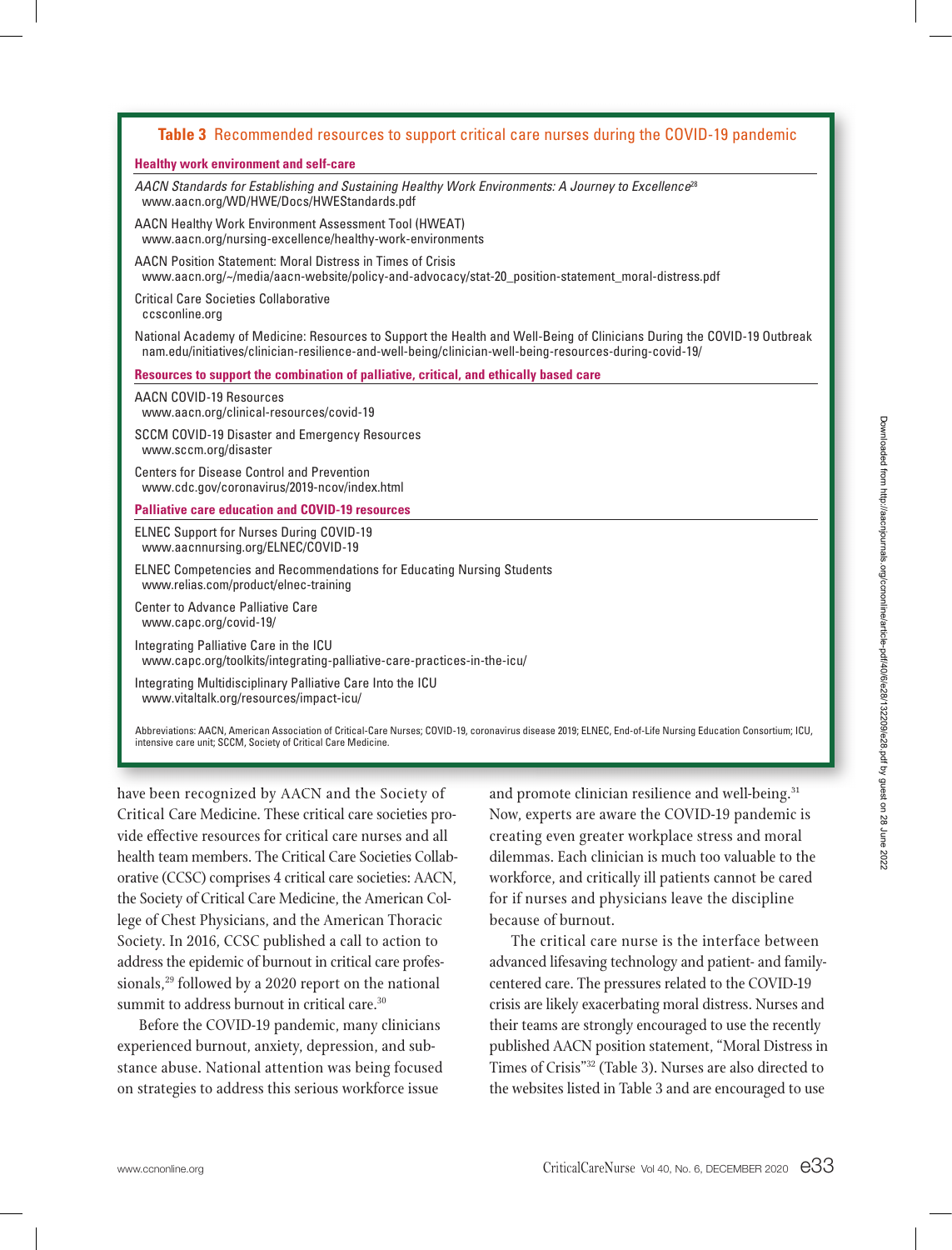**Table 3** Recommended resources to support critical care nurses during the COVID-19 pandemic

| Resource | URL |
|---|---|
| **Healthy work environment and self-care** | |
| *AACN Standards for Establishing and Sustaining Healthy Work Environments: A Journey to Excellence*[28] | www.aacn.org/WD/HWE/Docs/HWEStandards.pdf |
| AACN Healthy Work Environment Assessment Tool (HWEAT) | www.aacn.org/nursing-excellence/healthy-work-environments |
| AACN Position Statement: Moral Distress in Times of Crisis | www.aacn.org/~/media/aacn-website/policy-and-advocacy/stat-20_position-statement_moral-distress.pdf |
| Critical Care Societies Collaborative | ccsconline.org |
| National Academy of Medicine: Resources to Support the Health and Well-Being of Clinicians During the COVID-19 Outbreak | nam.edu/initiatives/clinician-resilience-and-well-being/clinician-well-being-resources-during-covid-19/ |
| **Resources to support the combination of palliative, critical, and ethically based care** | |
| AACN COVID-19 Resources | www.aacn.org/clinical-resources/covid-19 |
| SCCM COVID-19 Disaster and Emergency Resources | www.sccm.org/disaster |
| Centers for Disease Control and Prevention | www.cdc.gov/coronavirus/2019-ncov/index.html |
| **Palliative care education and COVID-19 resources** | |
| ELNEC Support for Nurses During COVID-19 | www.aacnnursing.org/ELNEC/COVID-19 |
| ELNEC Competencies and Recommendations for Educating Nursing Students | www.relias.com/product/elnec-training |
| Center to Advance Palliative Care | www.capc.org/covid-19/ |
| Integrating Palliative Care in the ICU | www.capc.org/toolkits/integrating-palliative-care-practices-in-the-icu/ |
| Integrating Multidisciplinary Palliative Care Into the ICU | www.vitaltalk.org/resources/impact-icu/ |

Abbreviations: AACN, American Association of Critical-Care Nurses; COVID-19, coronavirus disease 2019; ELNEC, End-of-Life Nursing Education Consortium; ICU, intensive care unit; SCCM, Society of Critical Care Medicine.

have been recognized by AACN and the Society of Critical Care Medicine. These critical care societies provide effective resources for critical care nurses and all health team members. The Critical Care Societies Collaborative (CCSC) comprises 4 critical care societies: AACN, the Society of Critical Care Medicine, the American College of Chest Physicians, and the American Thoracic Society. In 2016, CCSC published a call to action to address the epidemic of burnout in critical care professionals,[29] followed by a 2020 report on the national summit to address burnout in critical care.[30]

Before the COVID-19 pandemic, many clinicians experienced burnout, anxiety, depression, and substance abuse. National attention was being focused on strategies to address this serious workforce issue and promote clinician resilience and well-being.[31] Now, experts are aware the COVID-19 pandemic is creating even greater workplace stress and moral dilemmas. Each clinician is much too valuable to the workforce, and critically ill patients cannot be cared for if nurses and physicians leave the discipline because of burnout.

The critical care nurse is the interface between advanced lifesaving technology and patient- and family-centered care. The pressures related to the COVID-19 crisis are likely exacerbating moral distress. Nurses and their teams are strongly encouraged to use the recently published AACN position statement, "Moral Distress in Times of Crisis"[32] (Table 3). Nurses are also directed to the websites listed in Table 3 and are encouraged to use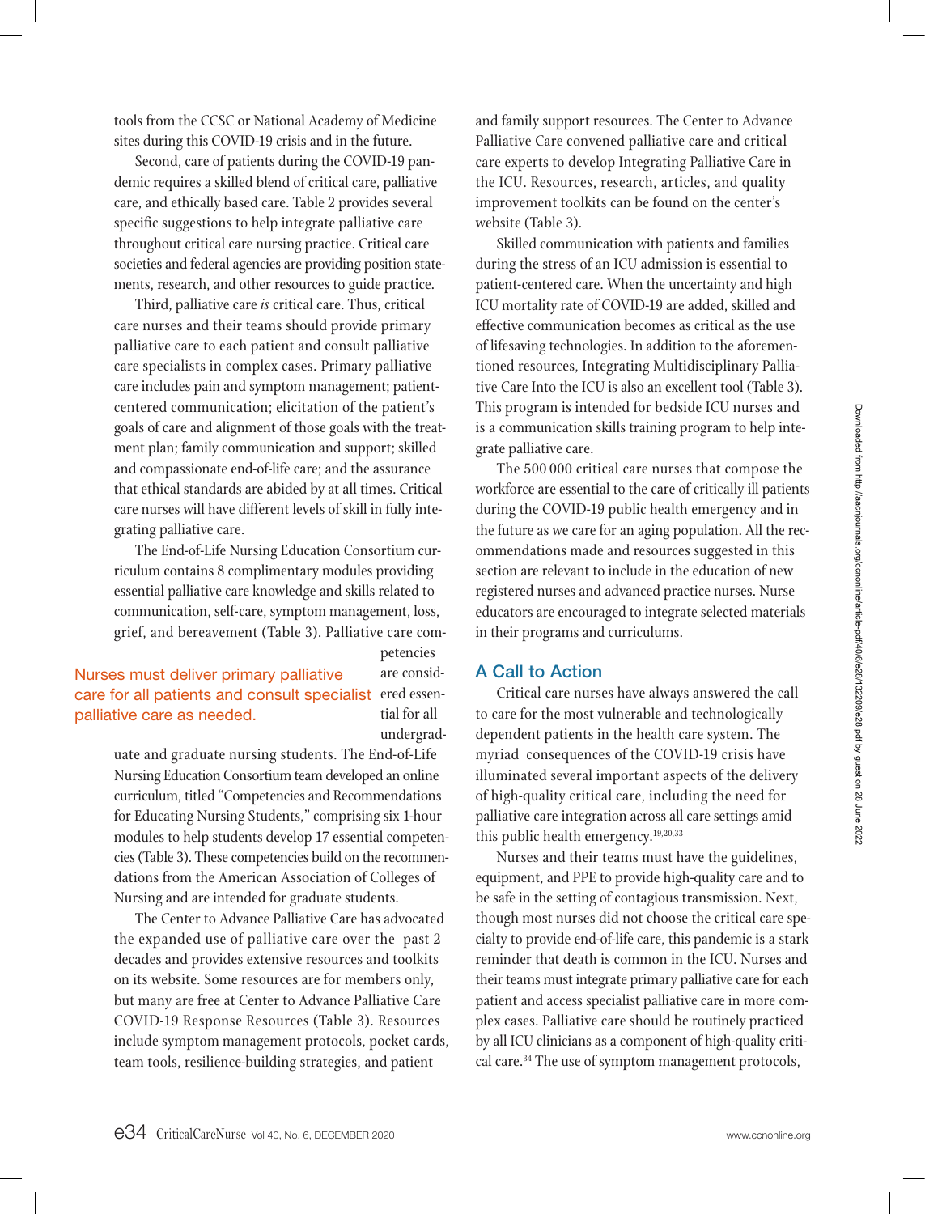tools from the CCSC or National Academy of Medicine sites during this COVID-19 crisis and in the future.

Second, care of patients during the COVID-19 pandemic requires a skilled blend of critical care, palliative care, and ethically based care. Table 2 provides several specific suggestions to help integrate palliative care throughout critical care nursing practice. Critical care societies and federal agencies are providing position statements, research, and other resources to guide practice.

Third, palliative care *is* critical care. Thus, critical care nurses and their teams should provide primary palliative care to each patient and consult palliative care specialists in complex cases. Primary palliative care includes pain and symptom management; patient-centered communication; elicitation of the patient's goals of care and alignment of those goals with the treatment plan; family communication and support; skilled and compassionate end-of-life care; and the assurance that ethical standards are abided by at all times. Critical care nurses will have different levels of skill in fully integrating palliative care.

The End-of-Life Nursing Education Consortium curriculum contains 8 complimentary modules providing essential palliative care knowledge and skills related to communication, self-care, symptom management, loss, grief, and bereavement (Table 3). Palliative care competencies are considered essential for all undergraduate and graduate nursing students. The End-of-Life Nursing Education Consortium team developed an online curriculum, titled "Competencies and Recommendations for Educating Nursing Students," comprising six 1-hour modules to help students develop 17 essential competencies (Table 3). These competencies build on the recommendations from the American Association of Colleges of Nursing and are intended for graduate students.

> Nurses must deliver primary palliative care for all patients and consult specialist palliative care as needed.

The Center to Advance Palliative Care has advocated the expanded use of palliative care over the past 2 decades and provides extensive resources and toolkits on its website. Some resources are for members only, but many are free at Center to Advance Palliative Care COVID-19 Response Resources (Table 3). Resources include symptom management protocols, pocket cards, team tools, resilience-building strategies, and patient and family support resources. The Center to Advance Palliative Care convened palliative care and critical care experts to develop Integrating Palliative Care in the ICU. Resources, research, articles, and quality improvement toolkits can be found on the center's website (Table 3).

Skilled communication with patients and families during the stress of an ICU admission is essential to patient-centered care. When the uncertainty and high ICU mortality rate of COVID-19 are added, skilled and effective communication becomes as critical as the use of lifesaving technologies. In addition to the aforementioned resources, Integrating Multidisciplinary Palliative Care Into the ICU is also an excellent tool (Table 3). This program is intended for bedside ICU nurses and is a communication skills training program to help integrate palliative care.

The 500 000 critical care nurses that compose the workforce are essential to the care of critically ill patients during the COVID-19 public health emergency and in the future as we care for an aging population. All the recommendations made and resources suggested in this section are relevant to include in the education of new registered nurses and advanced practice nurses. Nurse educators are encouraged to integrate selected materials in their programs and curriculums.

## A Call to Action

Critical care nurses have always answered the call to care for the most vulnerable and technologically dependent patients in the health care system. The myriad consequences of the COVID-19 crisis have illuminated several important aspects of the delivery of high-quality critical care, including the need for palliative care integration across all care settings amid this public health emergency.[19,20,33]

Nurses and their teams must have the guidelines, equipment, and PPE to provide high-quality care and to be safe in the setting of contagious transmission. Next, though most nurses did not choose the critical care specialty to provide end-of-life care, this pandemic is a stark reminder that death is common in the ICU. Nurses and their teams must integrate primary palliative care for each patient and access specialist palliative care in more complex cases. Palliative care should be routinely practiced by all ICU clinicians as a component of high-quality critical care.[34] The use of symptom management protocols,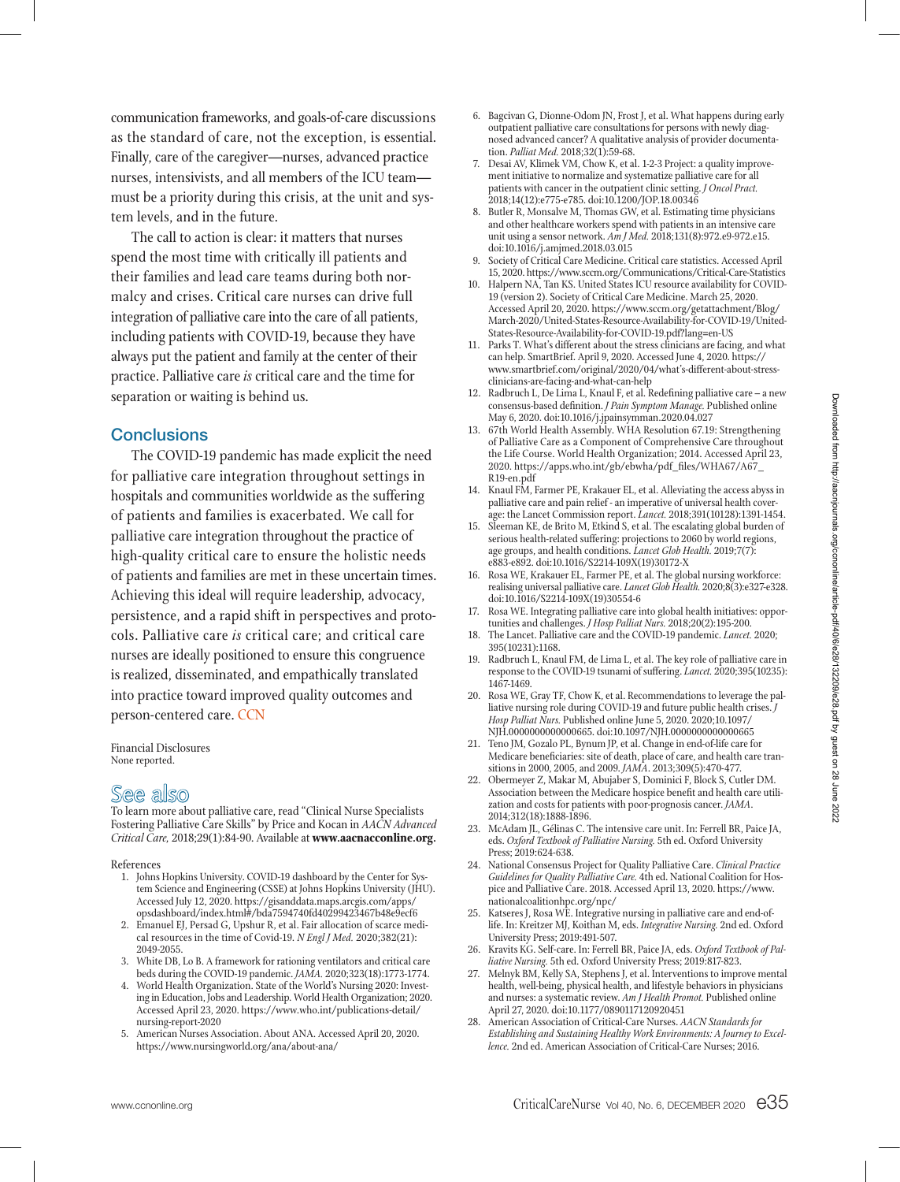communication frameworks, and goals-of-care discussions as the standard of care, not the exception, is essential. Finally, care of the caregiver—nurses, advanced practice nurses, intensivists, and all members of the ICU team—must be a priority during this crisis, at the unit and system levels, and in the future.

The call to action is clear: it matters that nurses spend the most time with critically ill patients and their families and lead care teams during both normalcy and crises. Critical care nurses can drive full integration of palliative care into the care of all patients, including patients with COVID-19, because they have always put the patient and family at the center of their practice. Palliative care *is* critical care and the time for separation or waiting is behind us.

## Conclusions

The COVID-19 pandemic has made explicit the need for palliative care integration throughout settings in hospitals and communities worldwide as the suffering of patients and families is exacerbated. We call for palliative care integration throughout the practice of high-quality critical care to ensure the holistic needs of patients and families are met in these uncertain times. Achieving this ideal will require leadership, advocacy, persistence, and a rapid shift in perspectives and protocols. Palliative care *is* critical care; and critical care nurses are ideally positioned to ensure this congruence is realized, disseminated, and empathically translated into practice toward improved quality outcomes and person-centered care. CCN

Financial Disclosures
None reported.

## See also

To learn more about palliative care, read "Clinical Nurse Specialists Fostering Palliative Care Skills" by Price and Kocan in *AACN Advanced Critical Care,* 2018;29(1):84-90. Available at **www.aacnacconline.org.**

References

1. Johns Hopkins University. COVID-19 dashboard by the Center for System Science and Engineering (CSSE) at Johns Hopkins University (JHU). Accessed July 12, 2020. https://gisanddata.maps.arcgis.com/apps/opsdashboard/index.html#/bda7594740fd40299423467b48e9ecf6
2. Emanuel EJ, Persad G, Upshur R, et al. Fair allocation of scarce medical resources in the time of Covid-19. *N Engl J Med.* 2020;382(21):2049-2055.
3. White DB, Lo B. A framework for rationing ventilators and critical care beds during the COVID-19 pandemic. *JAMA.* 2020;323(18):1773-1774.
4. World Health Organization. State of the World's Nursing 2020: Investing in Education, Jobs and Leadership. World Health Organization; 2020. Accessed April 23, 2020. https://www.who.int/publications-detail/nursing-report-2020
5. American Nurses Association. About ANA. Accessed April 20, 2020. https://www.nursingworld.org/ana/about-ana/
6. Bagcivan G, Dionne-Odom JN, Frost J, et al. What happens during early outpatient palliative care consultations for persons with newly diagnosed advanced cancer? A qualitative analysis of provider documentation. *Palliat Med.* 2018;32(1):59-68.
7. Desai AV, Klimek VM, Chow K, et al. 1-2-3 Project: a quality improvement initiative to normalize and systematize palliative care for all patients with cancer in the outpatient clinic setting. *J Oncol Pract.* 2018;14(12):e775-e785. doi:10.1200/JOP.18.00346
8. Butler R, Monsalve M, Thomas GW, et al. Estimating time physicians and other healthcare workers spend with patients in an intensive care unit using a sensor network. *Am J Med.* 2018;131(8):972.e9-972.e15. doi:10.1016/j.amjmed.2018.03.015
9. Society of Critical Care Medicine. Critical care statistics. Accessed April 15, 2020. https://www.sccm.org/Communications/Critical-Care-Statistics
10. Halpern NA, Tan KS. United States ICU resource availability for COVID-19 (version 2). Society of Critical Care Medicine. March 25, 2020. Accessed April 20, 2020. https://www.sccm.org/getattachment/Blog/March-2020/United-States-Resource-Availability-for-COVID-19/United-States-Resource-Availability-for-COVID-19.pdf?lang=en-US
11. Parks T. What's different about the stress clinicians are facing, and what can help. SmartBrief. April 9, 2020. Accessed June 4, 2020. https://www.smartbrief.com/original/2020/04/what's-different-about-stress-clinicians-are-facing-and-what-can-help
12. Radbruch L, De Lima L, Knaul F, et al. Redefining palliative care – a new consensus-based definition. *J Pain Symptom Manage.* Published online May 6, 2020. doi:10.1016/j.jpainsymman.2020.04.027
13. 67th World Health Assembly. WHA Resolution 67.19: Strengthening of Palliative Care as a Component of Comprehensive Care throughout the Life Course. World Health Organization; 2014. Accessed April 23, 2020. https://apps.who.int/gb/ebwha/pdf_files/WHA67/A67_R19-en.pdf
14. Knaul FM, Farmer PE, Krakauer EL, et al. Alleviating the access abyss in palliative care and pain relief - an imperative of universal health coverage: the Lancet Commission report. *Lancet.* 2018;391(10128):1391-1454.
15. Sleeman KE, de Brito M, Etkind S, et al. The escalating global burden of serious health-related suffering: projections to 2060 by world regions, age groups, and health conditions. *Lancet Glob Health.* 2019;7(7):e883-e892. doi:10.1016/S2214-109X(19)30172-X
16. Rosa WE, Krakauer EL, Farmer PE, et al. The global nursing workforce: realising universal palliative care. *Lancet Glob Health.* 2020;8(3):e327-e328. doi:10.1016/S2214-109X(19)30554-6
17. Rosa WE. Integrating palliative care into global health initiatives: opportunities and challenges. *J Hosp Palliat Nurs.* 2018;20(2):195-200.
18. The Lancet. Palliative care and the COVID-19 pandemic. *Lancet.* 2020;395(10231):1168.
19. Radbruch L, Knaul FM, de Lima L, et al. The key role of palliative care in response to the COVID-19 tsunami of suffering. *Lancet.* 2020;395(10235):1467-1469.
20. Rosa WE, Gray TF, Chow K, et al. Recommendations to leverage the palliative nursing role during COVID-19 and future public health crises. *J Hosp Palliat Nurs.* Published online June 5, 2020. 2020;10.1097/NJH.0000000000000665. doi:10.1097/NJH.0000000000000665
21. Teno JM, Gozalo PL, Bynum JP, et al. Change in end-of-life care for Medicare beneficiaries: site of death, place of care, and health care transitions in 2000, 2005, and 2009. *JAMA.* 2013;309(5):470-477.
22. Obermeyer Z, Makar M, Abujaber S, Dominici F, Block S, Cutler DM. Association between the Medicare hospice benefit and health care utilization and costs for patients with poor-prognosis cancer. *JAMA.* 2014;312(18):1888-1896.
23. McAdam JL, Gélinas C. The intensive care unit. In: Ferrell BR, Paice JA, eds. *Oxford Textbook of Palliative Nursing.* 5th ed. Oxford University Press; 2019:624-638.
24. National Consensus Project for Quality Palliative Care. *Clinical Practice Guidelines for Quality Palliative Care.* 4th ed. National Coalition for Hospice and Palliative Care. 2018. Accessed April 13, 2020. https://www.nationalcoalitionhpc.org/npc/
25. Katseres J, Rosa WE. Integrative nursing in palliative care and end-of-life. In: Kreitzer MJ, Koithan M, eds. *Integrative Nursing.* 2nd ed. Oxford University Press; 2019:491-507.
26. Kravits KG. Self-care. In: Ferrell BR, Paice JA, eds. *Oxford Textbook of Palliative Nursing.* 5th ed. Oxford University Press; 2019:817-823.
27. Melnyk BM, Kelly SA, Stephens J, et al. Interventions to improve mental health, well-being, physical health, and lifestyle behaviors in physicians and nurses: a systematic review. *Am J Health Promot.* Published online April 27, 2020. doi:10.1177/0890117120920451
28. American Association of Critical-Care Nurses. *AACN Standards for Establishing and Sustaining Healthy Work Environments: A Journey to Excellence.* 2nd ed. American Association of Critical-Care Nurses; 2016.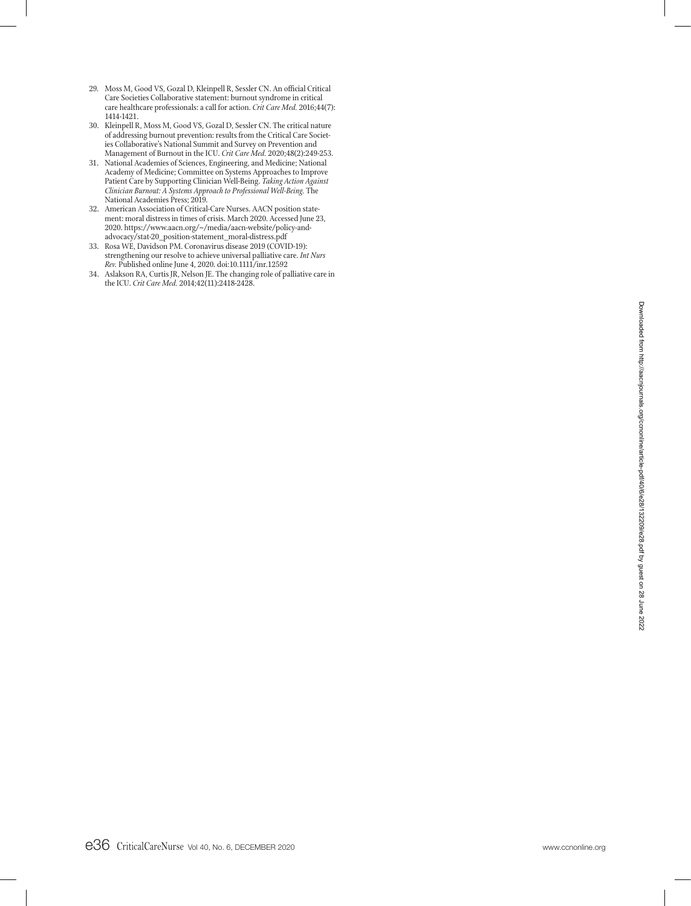29. Moss M, Good VS, Gozal D, Kleinpell R, Sessler CN. An official Critical Care Societies Collaborative statement: burnout syndrome in critical care healthcare professionals: a call for action. *Crit Care Med.* 2016;44(7):1414-1421.
30. Kleinpell R, Moss M, Good VS, Gozal D, Sessler CN. The critical nature of addressing burnout prevention: results from the Critical Care Societies Collaborative's National Summit and Survey on Prevention and Management of Burnout in the ICU. *Crit Care Med.* 2020;48(2):249-253.
31. National Academies of Sciences, Engineering, and Medicine; National Academy of Medicine; Committee on Systems Approaches to Improve Patient Care by Supporting Clinician Well-Being. *Taking Action Against Clinician Burnout: A Systems Approach to Professional Well-Being.* The National Academies Press; 2019.
32. American Association of Critical-Care Nurses. AACN position statement: moral distress in times of crisis. March 2020. Accessed June 23, 2020. https://www.aacn.org/~/media/aacn-website/policy-and-advocacy/stat-20_position-statement_moral-distress.pdf
33. Rosa WE, Davidson PM. Coronavirus disease 2019 (COVID-19): strengthening our resolve to achieve universal palliative care. *Int Nurs Rev.* Published online June 4, 2020. doi:10.1111/inr.12592
34. Aslakson RA, Curtis JR, Nelson JE. The changing role of palliative care in the ICU. *Crit Care Med.* 2014;42(11):2418-2428.